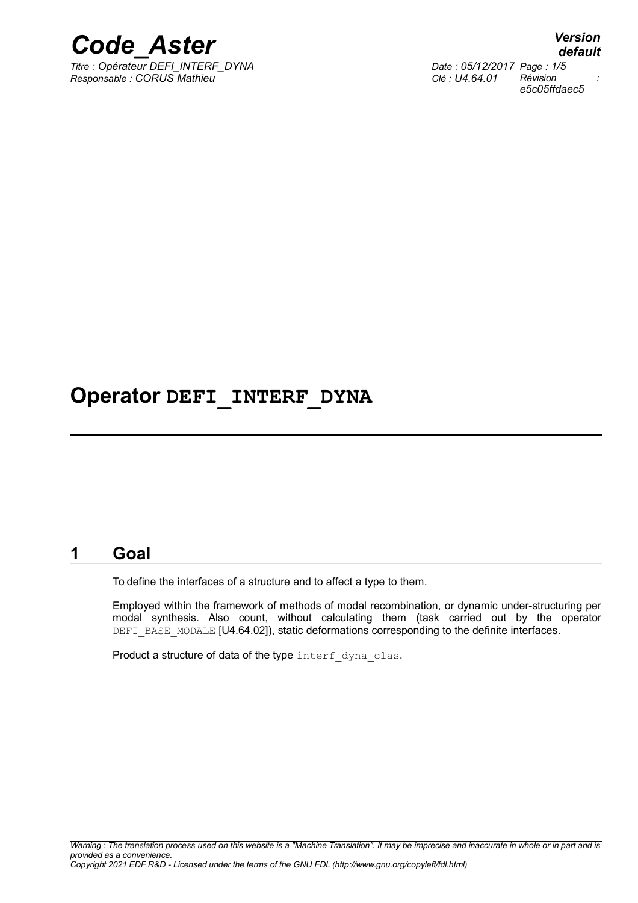# Operator DEFI_INTERF_DYNA

## 1 Goal

To define the interfaces of a structure and to affect a type to them.

Employed within the framework of methods of modal recombination, or dynamic under-structuring per modal synthesis. Also count, without calculating them (task carried out by the operator DEFI_BASE_MODALE [U4.64.02]), static deformations corresponding to the definite interfaces.

Product a structure of data of the type interf_dyna_clas.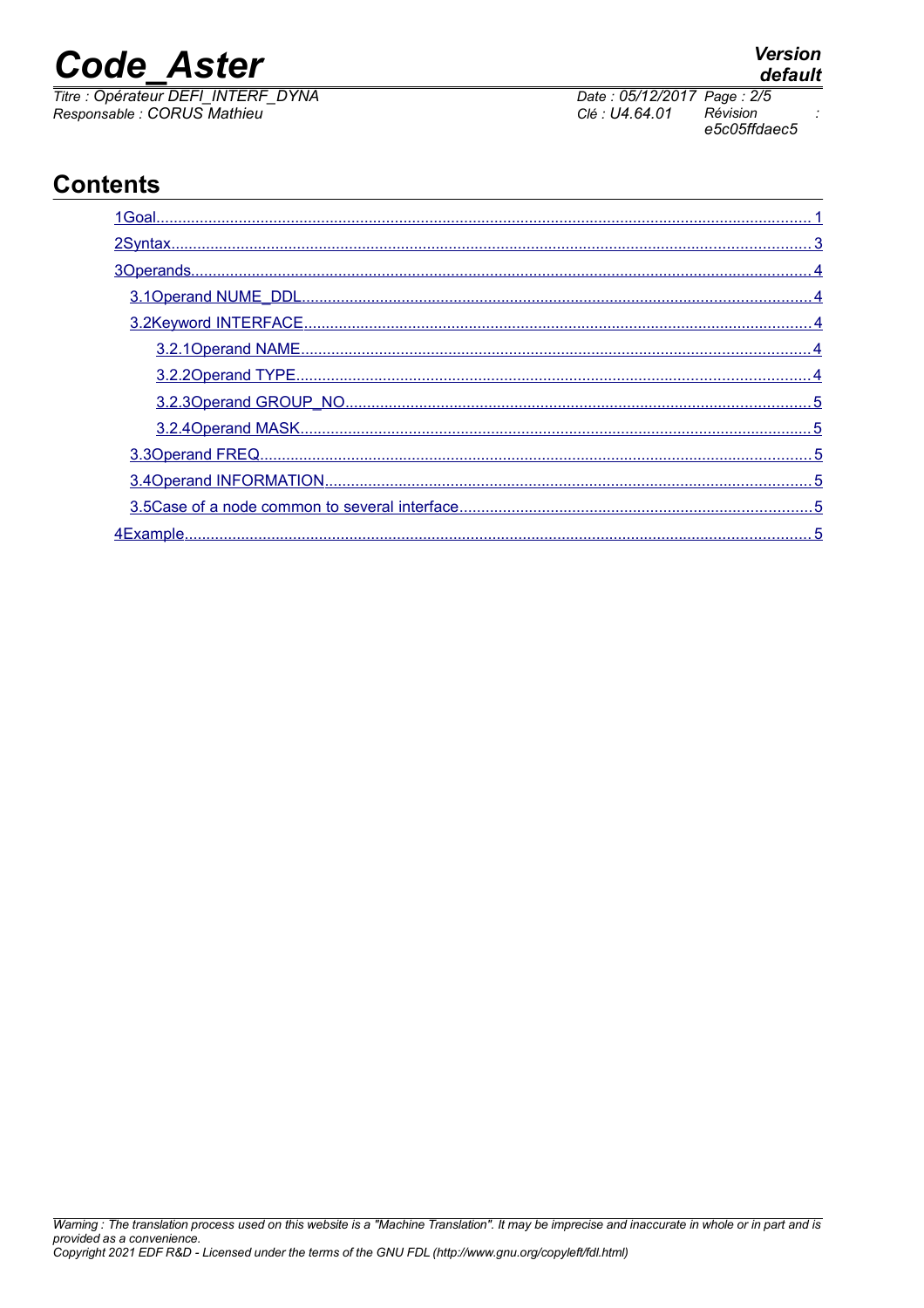## Contents

1Goal........................................................................................................................................... 1
2Syntax......................................................................................................................................... 3
3Operands.................................................................................................................................... 4
3.1Operand NUME_DDL............................................................................................................... 4
3.2Keyword INTERFACE............................................................................................................... 4
3.2.1Operand NAME.................................................................................................................. 4
3.2.2Operand TYPE................................................................................................................... 4
3.2.3Operand GROUP_NO........................................................................................................ 5
3.2.4Operand MASK.................................................................................................................. 5
3.3Operand FREQ......................................................................................................................... 5
3.4Operand INFORMATION.......................................................................................................... 5
3.5Case of a node common to several interface........................................................................... 5
4Example....................................................................................................................................... 5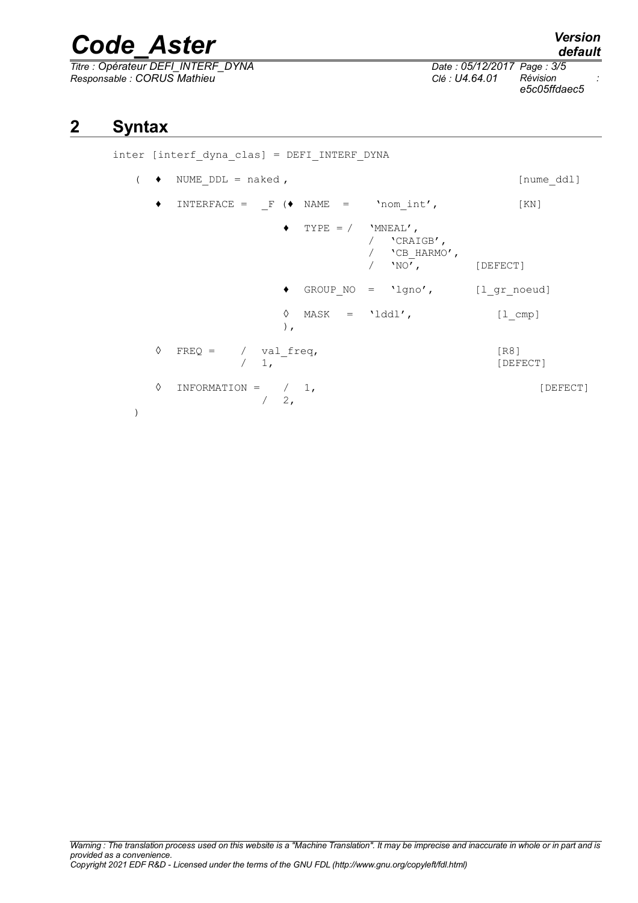# 2 Syntax

```
inter [interf_dyna_clas] = DEFI_INTERF_DYNA

   (  ♦  NUME_DDL = naked ,                                    [nume_ddl]

      ♦  INTERFACE =  _F (♦  NAME  =    'nom_int',             [KN]

                         ♦  TYPE = /  'MNEAL',
                                   /  'CRAIGB',
                                   /  'CB_HARMO',
                                   /  'NO',             [DEFECT]

                         ♦  GROUP_NO  =  'lgno',        [l_gr_noeud]

                         ◊  MASK   =   'lddl',            [l_cmp]
                         ),

      ◊  FREQ =    /  val_freq,                            [R8]
                   /  1,                                    [DEFECT]

      ◊  INFORMATION =    /  1,                                [DEFECT]
                          /  2,
   )
```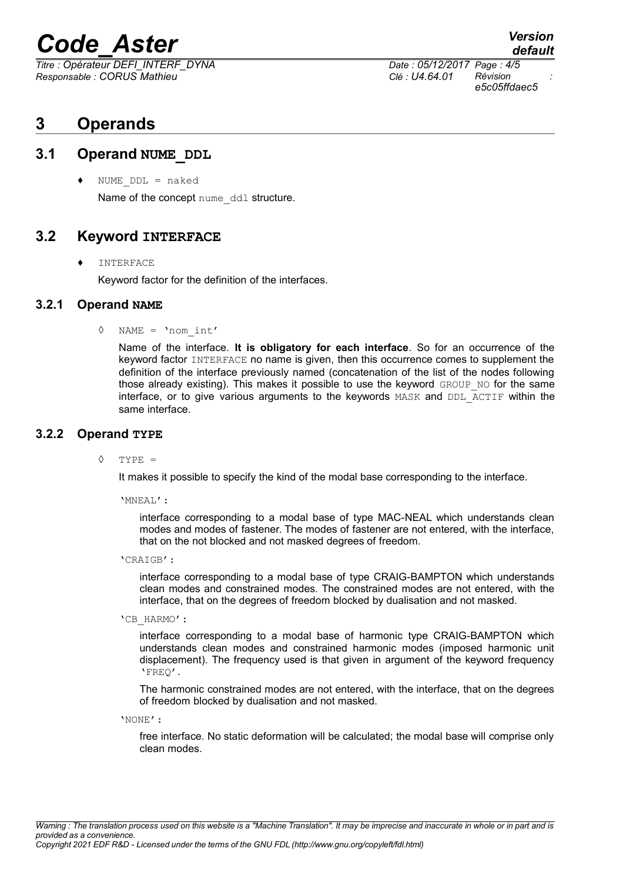# 3 Operands

## 3.1 Operand NUME_DDL

♦ `NUME_DDL = naked`

Name of the concept `nume_ddl` structure.

## 3.2 Keyword INTERFACE

♦ `INTERFACE`

Keyword factor for the definition of the interfaces.

### 3.2.1 Operand NAME

◊ `NAME = 'nom_int'`

Name of the interface. **It is obligatory for each interface**. So for an occurrence of the keyword factor `INTERFACE` no name is given, then this occurrence comes to supplement the definition of the interface previously named (concatenation of the list of the nodes following those already existing). This makes it possible to use the keyword `GROUP_NO` for the same interface, or to give various arguments to the keywords `MASK` and `DDL_ACTIF` within the same interface.

### 3.2.2 Operand TYPE

◊ `TYPE =`

It makes it possible to specify the kind of the modal base corresponding to the interface.

`'MNEAL'`:

interface corresponding to a modal base of type MAC-NEAL which understands clean modes and modes of fastener. The modes of fastener are not entered, with the interface, that on the not blocked and not masked degrees of freedom.

`'CRAIGB'`:

interface corresponding to a modal base of type CRAIG-BAMPTON which understands clean modes and constrained modes. The constrained modes are not entered, with the interface, that on the degrees of freedom blocked by dualisation and not masked.

`'CB_HARMO'`:

interface corresponding to a modal base of harmonic type CRAIG-BAMPTON which understands clean modes and constrained harmonic modes (imposed harmonic unit displacement). The frequency used is that given in argument of the keyword frequency `'FREQ'`.

The harmonic constrained modes are not entered, with the interface, that on the degrees of freedom blocked by dualisation and not masked.

`'NONE'`:

free interface. No static deformation will be calculated; the modal base will comprise only clean modes.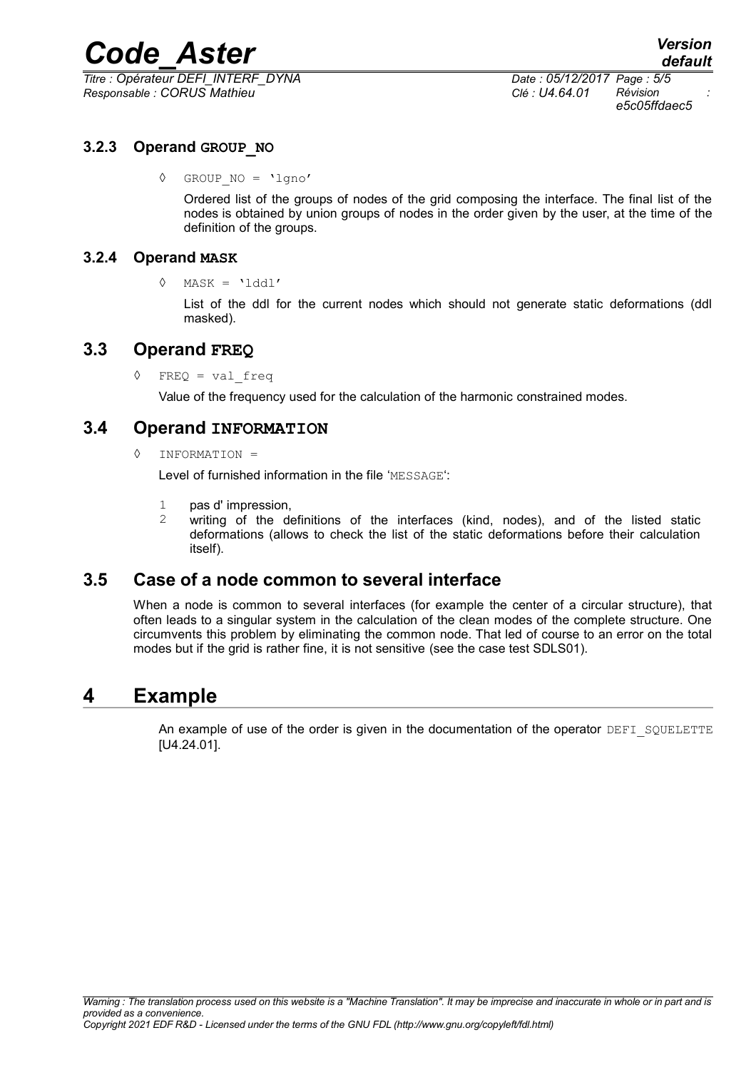### 3.2.3 Operand GROUP_NO

◊ `GROUP_NO = 'lgno'`

Ordered list of the groups of nodes of the grid composing the interface. The final list of the nodes is obtained by union groups of nodes in the order given by the user, at the time of the definition of the groups.

### 3.2.4 Operand MASK

◊ `MASK = 'lddl'`

List of the ddl for the current nodes which should not generate static deformations (ddl masked).

## 3.3 Operand FREQ

◊ `FREQ = val_freq`

Value of the frequency used for the calculation of the harmonic constrained modes.

## 3.4 Operand INFORMATION

◊ `INFORMATION =`

Level of furnished information in the file 'MESSAGE':

1 pas d' impression,
2 writing of the definitions of the interfaces (kind, nodes), and of the listed static deformations (allows to check the list of the static deformations before their calculation itself).

## 3.5 Case of a node common to several interface

When a node is common to several interfaces (for example the center of a circular structure), that often leads to a singular system in the calculation of the clean modes of the complete structure. One circumvents this problem by eliminating the common node. That led of course to an error on the total modes but if the grid is rather fine, it is not sensitive (see the case test SDLS01).

# 4 Example

An example of use of the order is given in the documentation of the operator DEFI_SQUELETTE [U4.24.01].